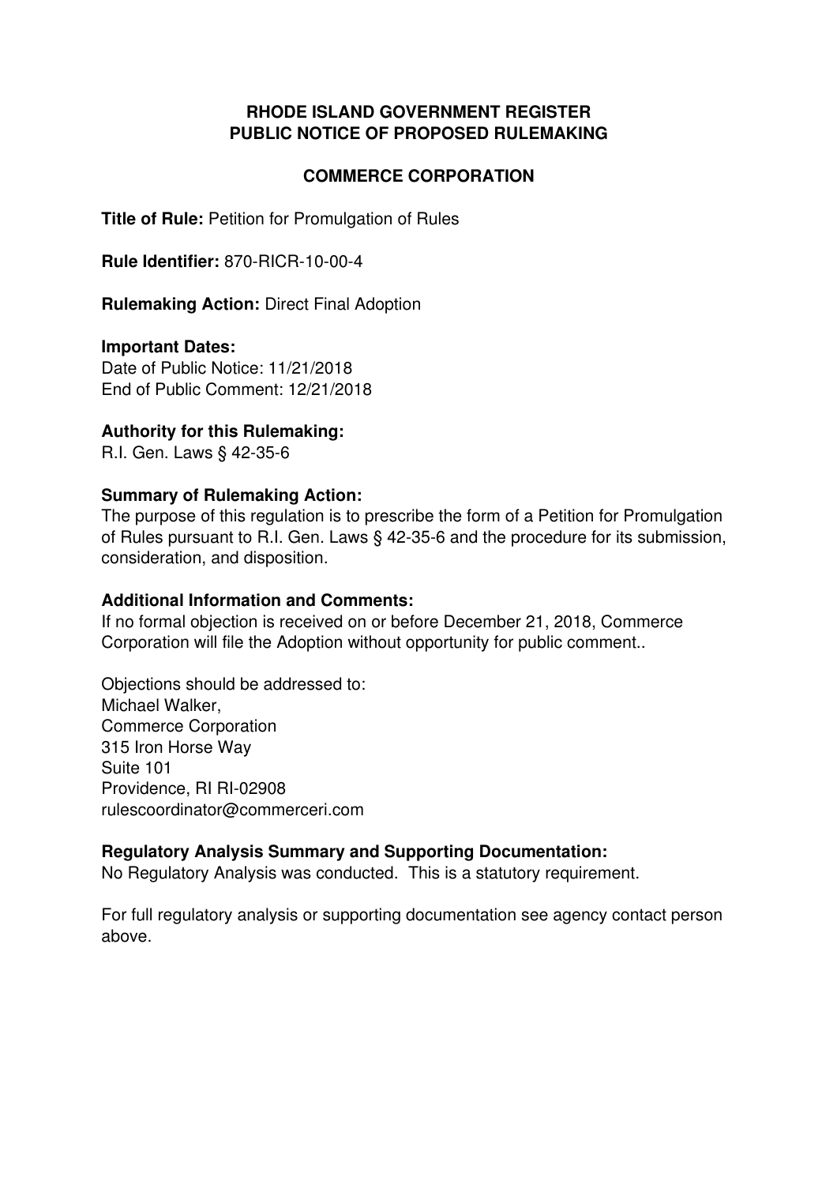**RHODE ISLAND GOVERNMENT REGISTER**
**PUBLIC NOTICE OF PROPOSED RULEMAKING**

**COMMERCE CORPORATION**

**Title of Rule:** Petition for Promulgation of Rules

**Rule Identifier:** 870-RICR-10-00-4

**Rulemaking Action:** Direct Final Adoption

**Important Dates:**
Date of Public Notice: 11/21/2018
End of Public Comment: 12/21/2018

**Authority for this Rulemaking:**
R.I. Gen. Laws § 42-35-6

**Summary of Rulemaking Action:**
The purpose of this regulation is to prescribe the form of a Petition for Promulgation of Rules pursuant to R.I. Gen. Laws § 42-35-6 and the procedure for its submission, consideration, and disposition.

**Additional Information and Comments:**
If no formal objection is received on or before December 21, 2018, Commerce Corporation will file the Adoption without opportunity for public comment..

Objections should be addressed to:
Michael Walker,
Commerce Corporation
315 Iron Horse Way
Suite 101
Providence, RI RI-02908
rulescoordinator@commerceri.com

**Regulatory Analysis Summary and Supporting Documentation:**
No Regulatory Analysis was conducted. This is a statutory requirement.

For full regulatory analysis or supporting documentation see agency contact person above.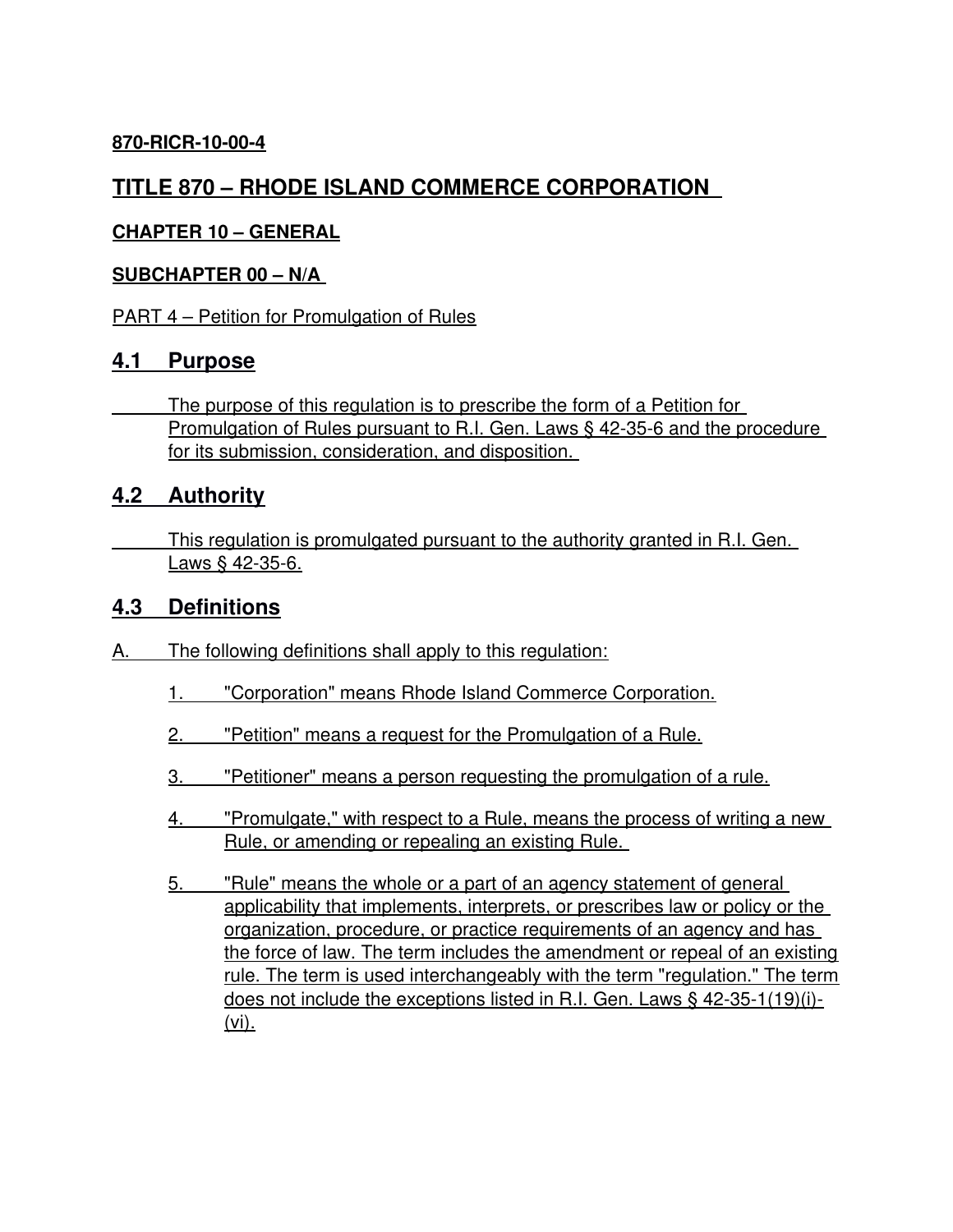**870-RICR-10-00-4**

# TITLE 870 – RHODE ISLAND COMMERCE CORPORATION

**CHAPTER 10 – GENERAL**

**SUBCHAPTER 00 – N/A**

PART 4 – Petition for Promulgation of Rules

## 4.1 Purpose

The purpose of this regulation is to prescribe the form of a Petition for Promulgation of Rules pursuant to R.I. Gen. Laws § 42-35-6 and the procedure for its submission, consideration, and disposition.

## 4.2 Authority

This regulation is promulgated pursuant to the authority granted in R.I. Gen. Laws § 42-35-6.

## 4.3 Definitions

A. The following definitions shall apply to this regulation:

1. "Corporation" means Rhode Island Commerce Corporation.

2. "Petition" means a request for the Promulgation of a Rule.

3. "Petitioner" means a person requesting the promulgation of a rule.

4. "Promulgate," with respect to a Rule, means the process of writing a new Rule, or amending or repealing an existing Rule.

5. "Rule" means the whole or a part of an agency statement of general applicability that implements, interprets, or prescribes law or policy or the organization, procedure, or practice requirements of an agency and has the force of law. The term includes the amendment or repeal of an existing rule. The term is used interchangeably with the term "regulation." The term does not include the exceptions listed in R.I. Gen. Laws § 42-35-1(19)(i)-(vi).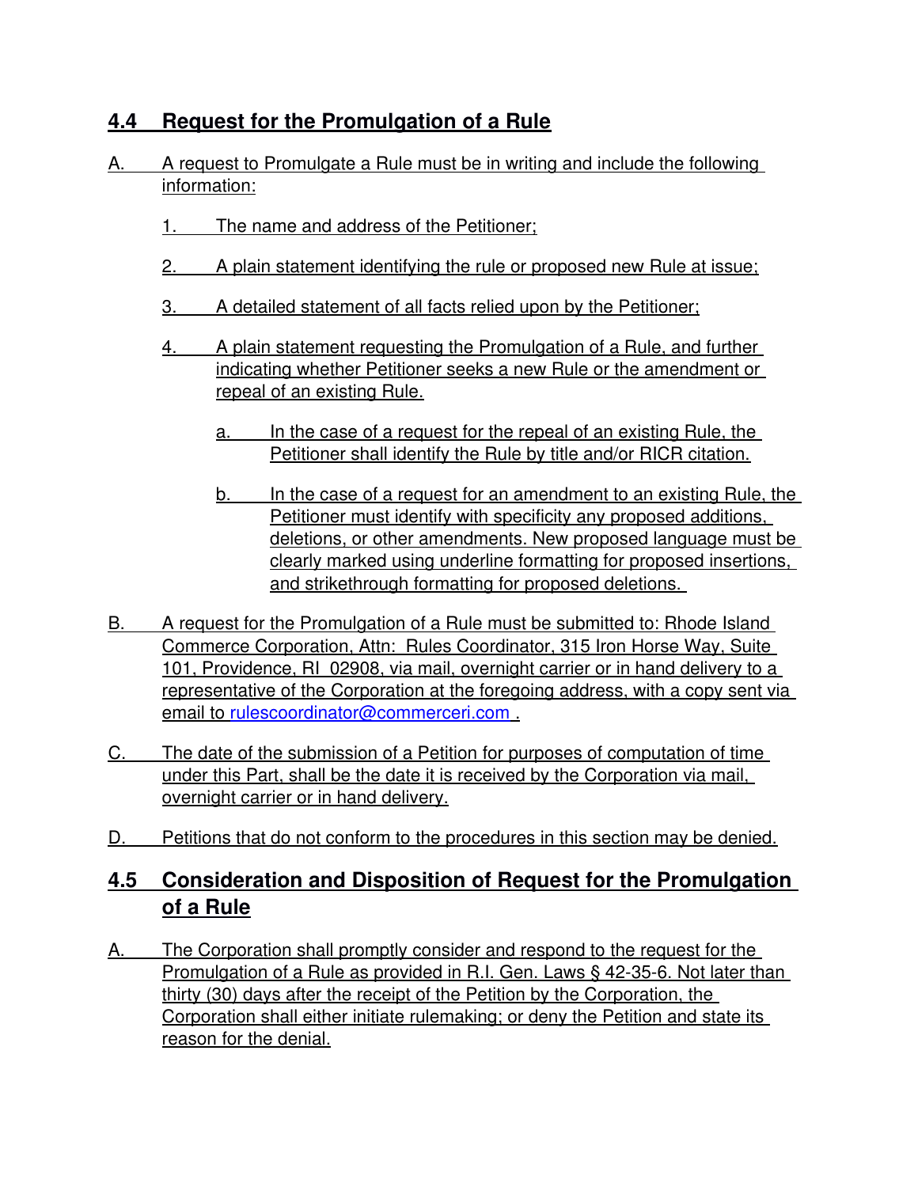## 4.4 Request for the Promulgation of a Rule

A. A request to Promulgate a Rule must be in writing and include the following information:

1. The name and address of the Petitioner;

2. A plain statement identifying the rule or proposed new Rule at issue;

3. A detailed statement of all facts relied upon by the Petitioner;

4. A plain statement requesting the Promulgation of a Rule, and further indicating whether Petitioner seeks a new Rule or the amendment or repeal of an existing Rule.

   a. In the case of a request for the repeal of an existing Rule, the Petitioner shall identify the Rule by title and/or RICR citation.

   b. In the case of a request for an amendment to an existing Rule, the Petitioner must identify with specificity any proposed additions, deletions, or other amendments. New proposed language must be clearly marked using underline formatting for proposed insertions, and strikethrough formatting for proposed deletions.

B. A request for the Promulgation of a Rule must be submitted to: Rhode Island Commerce Corporation, Attn: Rules Coordinator, 315 Iron Horse Way, Suite 101, Providence, RI 02908, via mail, overnight carrier or in hand delivery to a representative of the Corporation at the foregoing address, with a copy sent via email to rulescoordinator@commerceri.com .

C. The date of the submission of a Petition for purposes of computation of time under this Part, shall be the date it is received by the Corporation via mail, overnight carrier or in hand delivery.

D. Petitions that do not conform to the procedures in this section may be denied.

## 4.5 Consideration and Disposition of Request for the Promulgation of a Rule

A. The Corporation shall promptly consider and respond to the request for the Promulgation of a Rule as provided in R.I. Gen. Laws § 42-35-6. Not later than thirty (30) days after the receipt of the Petition by the Corporation, the Corporation shall either initiate rulemaking; or deny the Petition and state its reason for the denial.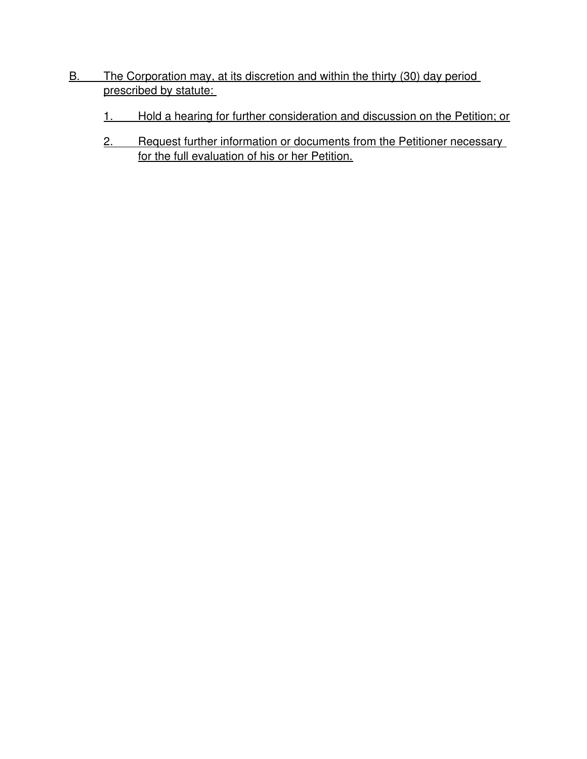B. The Corporation may, at its discretion and within the thirty (30) day period prescribed by statute:

1. Hold a hearing for further consideration and discussion on the Petition; or

2. Request further information or documents from the Petitioner necessary for the full evaluation of his or her Petition.